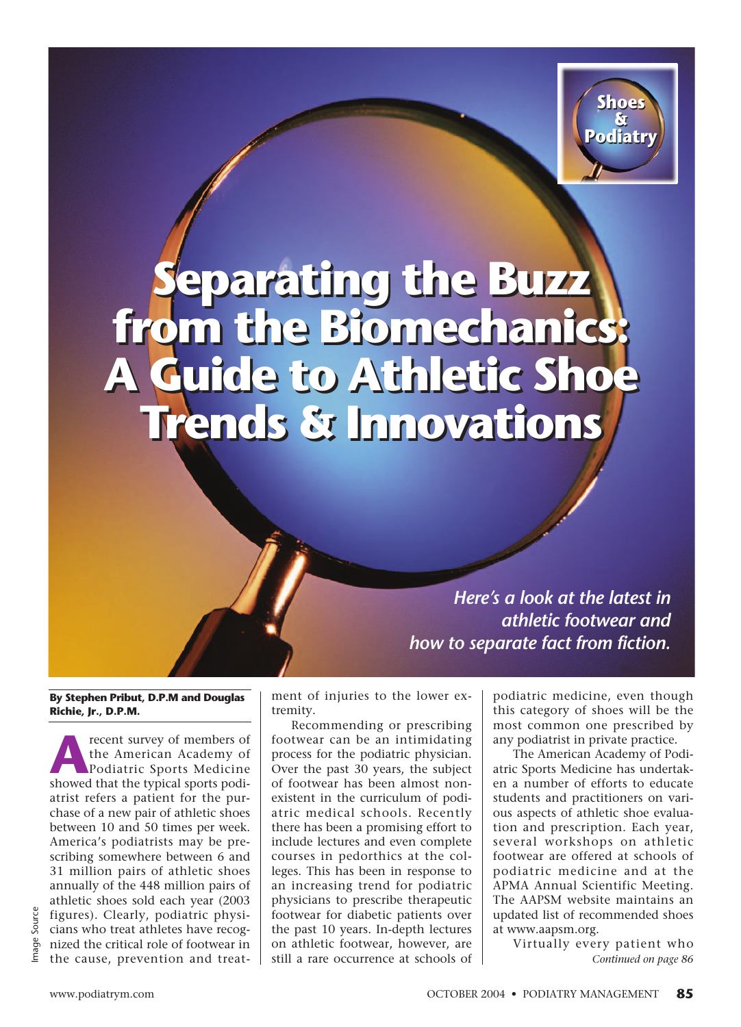Shoes & Podiatry

# Separating the Buzz from the Biomechanics: A Guide to Athletic Shoe Trends & Innovations

*Here's a look at the latest in athletic footwear and how to separate fact from fiction.*

**By Stephen Pribut, D.P.M and Douglas Richie, Jr., D.P.M.**

A recent survey of members of the American Academy of Podiatric Sports Medicine showed that the typical sports podiatrist refers a patient for the purchase of a new pair of athletic shoes between 10 and 50 times per week. America's podiatrists may be prescribing somewhere between 6 and 31 million pairs of athletic shoes annually of the 448 million pairs of athletic shoes sold each year (2003 figures). Clearly, podiatric physicians who treat athletes have recognized the critical role of footwear in the cause, prevention and treatment of injuries to the lower extremity.

Recommending or prescribing footwear can be an intimidating process for the podiatric physician. Over the past 30 years, the subject of footwear has been almost nonexistent in the curriculum of podiatric medical schools. Recently there has been a promising effort to include lectures and even complete courses in pedorthics at the colleges. This has been in response to an increasing trend for podiatric physicians to prescribe therapeutic footwear for diabetic patients over the past 10 years. In-depth lectures on athletic footwear, however, are still a rare occurrence at schools of podiatric medicine, even though this category of shoes will be the most common one prescribed by any podiatrist in private practice.

The American Academy of Podiatric Sports Medicine has undertaken a number of efforts to educate students and practitioners on various aspects of athletic shoe evaluation and prescription. Each year, several workshops on athletic footwear are offered at schools of podiatric medicine and at the APMA Annual Scientific Meeting. The AAPSM website maintains an updated list of recommended shoes at www.aapsm.org.

Virtually every patient who

*Continued on page 86*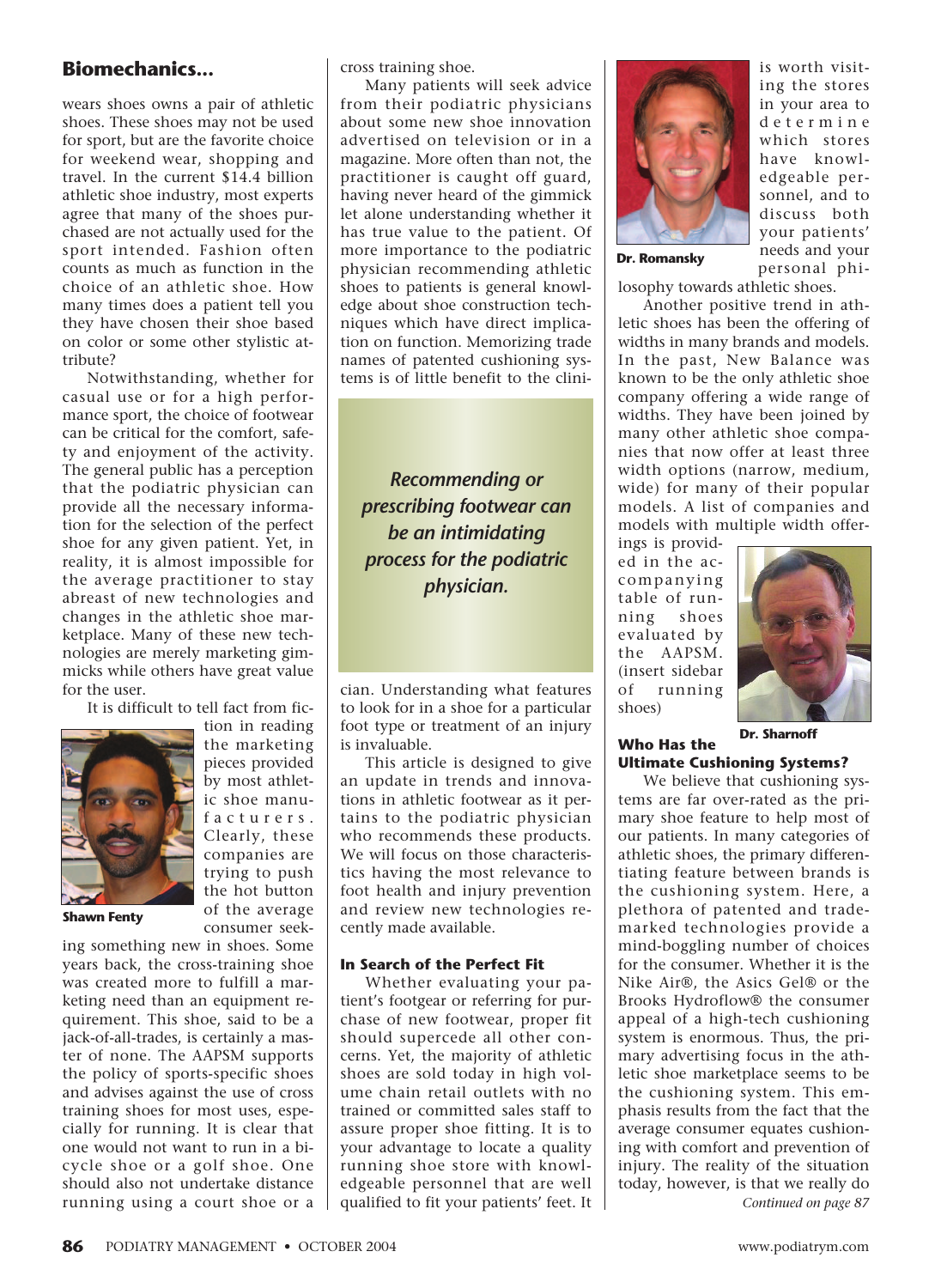## Biomechanics...

wears shoes owns a pair of athletic shoes. These shoes may not be used for sport, but are the favorite choice for weekend wear, shopping and travel. In the current $14.4 billion athletic shoe industry, most experts agree that many of the shoes purchased are not actually used for the sport intended. Fashion often counts as much as function in the choice of an athletic shoe. How many times does a patient tell you they have chosen their shoe based on color or some other stylistic attribute?

Notwithstanding, whether for casual use or for a high performance sport, the choice of footwear can be critical for the comfort, safety and enjoyment of the activity. The general public has a perception that the podiatric physician can provide all the necessary information for the selection of the perfect shoe for any given patient. Yet, in reality, it is almost impossible for the average practitioner to stay abreast of new technologies and changes in the athletic shoe marketplace. Many of these new technologies are merely marketing gimmicks while others have great value for the user.

It is difficult to tell fact from fiction in reading the marketing pieces provided by most athletic shoe manufacturers. Clearly, these companies are trying to push the hot button of the average consumer seeking something new in shoes. Some years back, the cross-training shoe was created more to fulfill a marketing need than an equipment requirement. This shoe, said to be a jack-of-all-trades, is certainly a master of none. The AAPSM supports the policy of sports-specific shoes and advises against the use of cross training shoes for most uses, especially for running. It is clear that one would not want to run in a bicycle shoe or a golf shoe. One should also not undertake distance running using a court shoe or a cross training shoe.

Shawn Fenty

Many patients will seek advice from their podiatric physicians about some new shoe innovation advertised on television or in a magazine. More often than not, the practitioner is caught off guard, having never heard of the gimmick let alone understanding whether it has true value to the patient. Of more importance to the podiatric physician recommending athletic shoes to patients is general knowledge about shoe construction techniques which have direct implication on function. Memorizing trade names of patented cushioning systems is of little benefit to the clinician. Understanding what features to look for in a shoe for a particular foot type or treatment of an injury is invaluable.

*Recommending or prescribing footwear can be an intimidating process for the podiatric physician.*

This article is designed to give an update in trends and innovations in athletic footwear as it pertains to the podiatric physician who recommends these products. We will focus on those characteristics having the most relevance to foot health and injury prevention and review new technologies recently made available.

### In Search of the Perfect Fit

Whether evaluating your patient's footgear or referring for purchase of new footwear, proper fit should supercede all other concerns. Yet, the majority of athletic shoes are sold today in high volume chain retail outlets with no trained or committed sales staff to assure proper shoe fitting. It is to your advantage to locate a quality running shoe store with knowledgeable personnel that are well qualified to fit your patients' feet. It is worth visiting the stores in your area to determine which stores have knowledgeable personnel, and to discuss both your patients' needs and your personal philosophy towards athletic shoes.

Dr. Romansky

Another positive trend in athletic shoes has been the offering of widths in many brands and models. In the past, New Balance was known to be the only athletic shoe company offering a wide range of widths. They have been joined by many other athletic shoe companies that now offer at least three width options (narrow, medium, wide) for many of their popular models. A list of companies and models with multiple width offerings is provided in the accompanying table of running shoes evaluated by the AAPSM. (insert sidebar of running shoes)

Dr. Sharnoff

### Who Has the Ultimate Cushioning Systems?

We believe that cushioning systems are far over-rated as the primary shoe feature to help most of our patients. In many categories of athletic shoes, the primary differentiating feature between brands is the cushioning system. Here, a plethora of patented and trademarked technologies provide a mind-boggling number of choices for the consumer. Whether it is the Nike Air®, the Asics Gel® or the Brooks Hydroflow® the consumer appeal of a high-tech cushioning system is enormous. Thus, the primary advertising focus in the athletic shoe marketplace seems to be the cushioning system. This emphasis results from the fact that the average consumer equates cushioning with comfort and prevention of injury. The reality of the situation today, however, is that we really do

*Continued on page 87*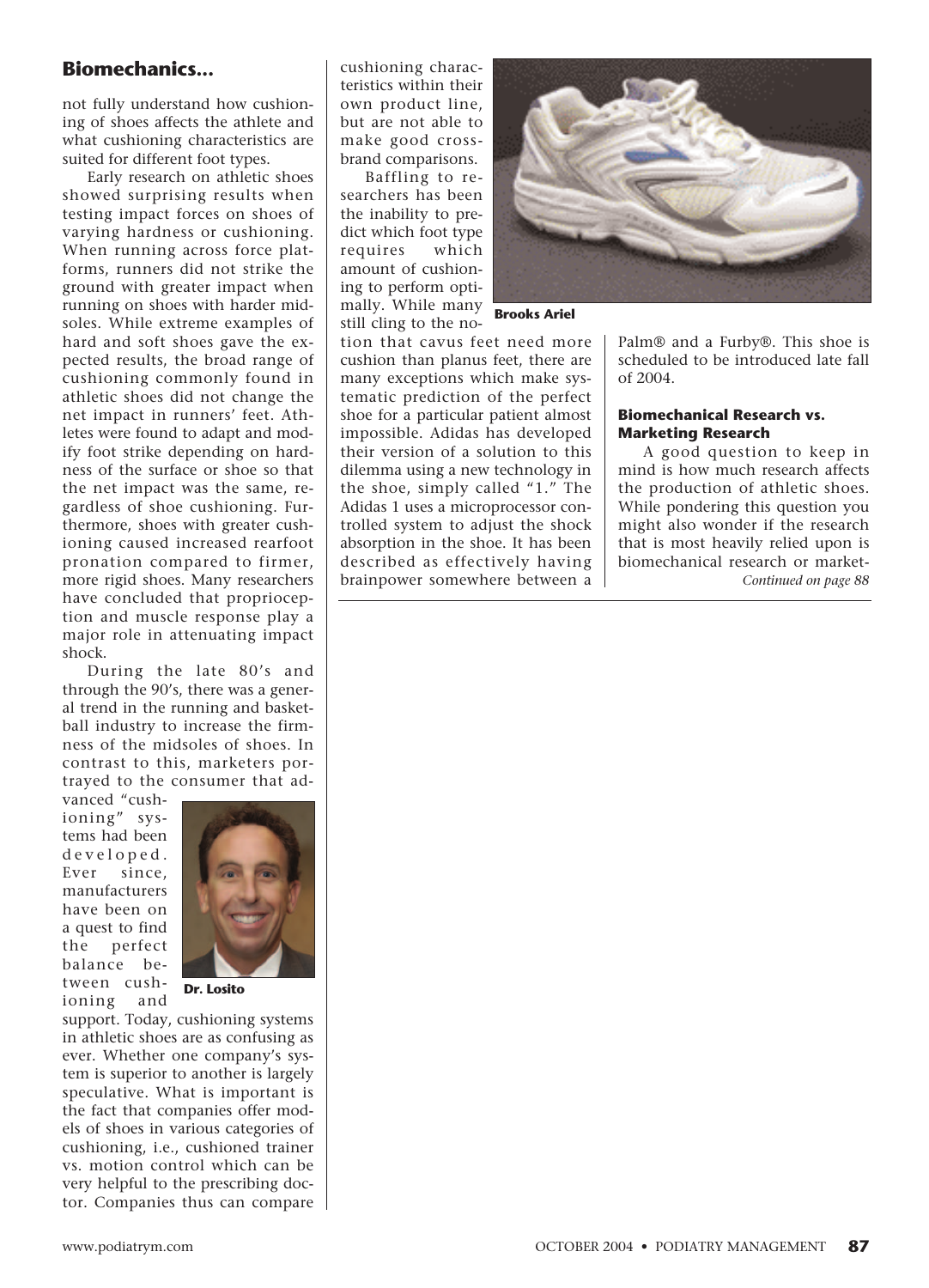## Biomechanics...

not fully understand how cushioning of shoes affects the athlete and what cushioning characteristics are suited for different foot types.

Early research on athletic shoes showed surprising results when testing impact forces on shoes of varying hardness or cushioning. When running across force platforms, runners did not strike the ground with greater impact when running on shoes with harder midsoles. While extreme examples of hard and soft shoes gave the expected results, the broad range of cushioning commonly found in athletic shoes did not change the net impact in runners' feet. Athletes were found to adapt and modify foot strike depending on hardness of the surface or shoe so that the net impact was the same, regardless of shoe cushioning. Furthermore, shoes with greater cushioning caused increased rearfoot pronation compared to firmer, more rigid shoes. Many researchers have concluded that proprioception and muscle response play a major role in attenuating impact shock.

During the late 80's and through the 90's, there was a general trend in the running and basketball industry to increase the firmness of the midsoles of shoes. In contrast to this, marketers portrayed to the consumer that advanced "cushioning" systems had been developed. Ever since, manufacturers have been on a quest to find the perfect balance between cushioning and support. Today, cushioning systems in athletic shoes are as confusing as ever. Whether one company's system is superior to another is largely speculative. What is important is the fact that companies offer models of shoes in various categories of cushioning, i.e., cushioned trainer vs. motion control which can be very helpful to the prescribing doctor. Companies thus can compare cushioning characteristics within their own product line, but are not able to make good cross-brand comparisons.

Dr. Losito

Baffling to researchers has been the inability to predict which foot type requires which amount of cushioning to perform optimally. While many still cling to the notion that cavus feet need more cushion than planus feet, there are many exceptions which make systematic prediction of the perfect shoe for a particular patient almost impossible. Adidas has developed their version of a solution to this dilemma using a new technology in the shoe, simply called "1." The Adidas 1 uses a microprocessor controlled system to adjust the shock absorption in the shoe. It has been described as effectively having brainpower somewhere between a Palm® and a Furby®. This shoe is scheduled to be introduced late fall of 2004.

Brooks Ariel

### Biomechanical Research vs. Marketing Research

A good question to keep in mind is how much research affects the production of athletic shoes. While pondering this question you might also wonder if the research that is most heavily relied upon is biomechanical research or market-

*Continued on page 88*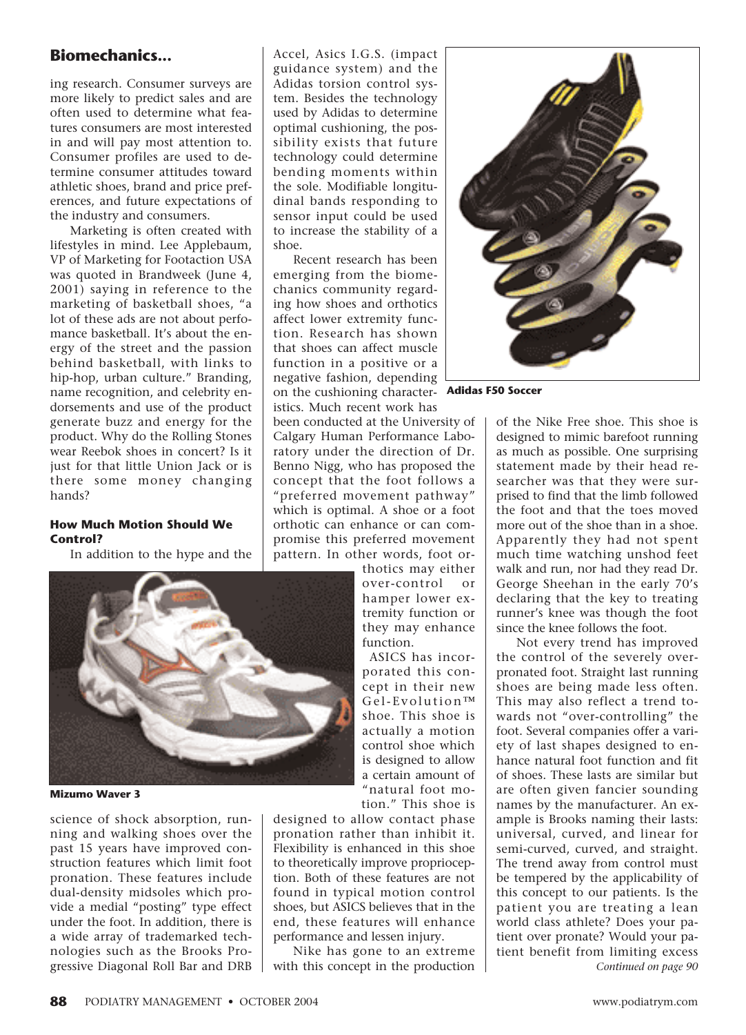## Biomechanics...

ing research. Consumer surveys are more likely to predict sales and are often used to determine what features consumers are most interested in and will pay most attention to. Consumer profiles are used to determine consumer attitudes toward athletic shoes, brand and price preferences, and future expectations of the industry and consumers.

Marketing is often created with lifestyles in mind. Lee Applebaum, VP of Marketing for Footaction USA was quoted in Brandweek (June 4, 2001) saying in reference to the marketing of basketball shoes, "a lot of these ads are not about performance basketball. It's about the energy of the street and the passion behind basketball, with links to hip-hop, urban culture." Branding, name recognition, and celebrity endorsements and use of the product generate buzz and energy for the product. Why do the Rolling Stones wear Reebok shoes in concert? Is it just for that little Union Jack or is there some money changing hands?

### How Much Motion Should We Control?

In addition to the hype and the science of shock absorption, running and walking shoes over the past 15 years have improved construction features which limit foot pronation. These features include dual-density midsoles which provide a medial "posting" type effect under the foot. In addition, there is a wide array of trademarked technologies such as the Brooks Progressive Diagonal Roll Bar and DRB Accel, Asics I.G.S. (impact guidance system) and the Adidas torsion control system. Besides the technology used by Adidas to determine optimal cushioning, the possibility exists that future technology could determine bending moments within the sole. Modifiable longitudinal bands responding to sensor input could be used to increase the stability of a shoe.

**Mizumo Waver 3**

Recent research has been emerging from the biomechanics community regarding how shoes and orthotics affect lower extremity function. Research has shown that shoes can affect muscle function in a positive or a negative fashion, depending on the cushioning characteristics. Much recent work has been conducted at the University of Calgary Human Performance Laboratory under the direction of Dr. Benno Nigg, who has proposed the concept that the foot follows a "preferred movement pathway" which is optimal. A shoe or a foot orthotic can enhance or can compromise this preferred movement pattern. In other words, foot orthotics may either over-control or hamper lower extremity function or they may enhance function.

ASICS has incorporated this concept in their new Gel-Evolution™ shoe. This shoe is actually a motion control shoe which is designed to allow a certain amount of "natural foot motion." This shoe is designed to allow contact phase pronation rather than inhibit it. Flexibility is enhanced in this shoe to theoretically improve proprioception. Both of these features are not found in typical motion control shoes, but ASICS believes that in the end, these features will enhance performance and lessen injury.

Nike has gone to an extreme with this concept in the production of the Nike Free shoe. This shoe is designed to mimic barefoot running as much as possible. One surprising statement made by their head researcher was that they were surprised to find that the limb followed the foot and that the toes moved more out of the shoe than in a shoe. Apparently they had not spent much time watching unshod feet walk and run, nor had they read Dr. George Sheehan in the early 70's declaring that the key to treating runner's knee was though the foot since the knee follows the foot.

**Adidas F50 Soccer**

Not every trend has improved the control of the severely overpronated foot. Straight last running shoes are being made less often. This may also reflect a trend towards not "over-controlling" the foot. Several companies offer a variety of last shapes designed to enhance natural foot function and fit of shoes. These lasts are similar but are often given fancier sounding names by the manufacturer. An example is Brooks naming their lasts: universal, curved, and linear for semi-curved, curved, and straight. The trend away from control must be tempered by the applicability of this concept to our patients. Is the patient you are treating a lean world class athlete? Does your patient over pronate? Would your patient benefit from limiting excess

*Continued on page 90*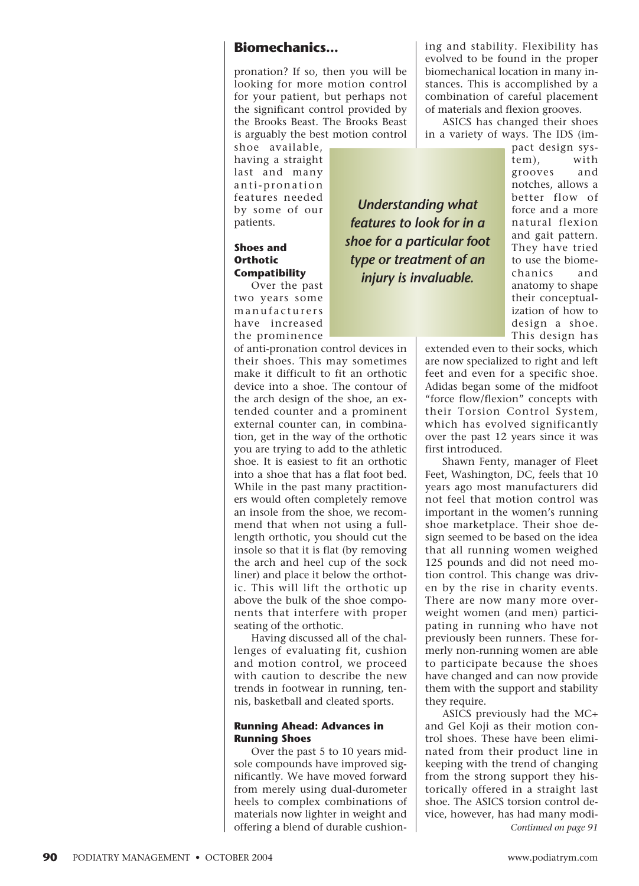pronation? If so, then you will be looking for more motion control for your patient, but perhaps not the significant control provided by the Brooks Beast. The Brooks Beast is arguably the best motion control shoe available, having a straight last and many anti-pronation features needed by some of our patients.

*Understanding what features to look for in a shoe for a particular foot type or treatment of an injury is invaluable.*

### Shoes and Orthotic Compatibility

Over the past two years some manufacturers have increased the prominence of anti-pronation control devices in their shoes. This may sometimes make it difficult to fit an orthotic device into a shoe. The contour of the arch design of the shoe, an extended counter and a prominent external counter can, in combination, get in the way of the orthotic you are trying to add to the athletic shoe. It is easiest to fit an orthotic into a shoe that has a flat foot bed. While in the past many practitioners would often completely remove an insole from the shoe, we recommend that when not using a full-length orthotic, you should cut the insole so that it is flat (by removing the arch and heel cup of the sock liner) and place it below the orthotic. This will lift the orthotic up above the bulk of the shoe components that interfere with proper seating of the orthotic.

Having discussed all of the challenges of evaluating fit, cushion and motion control, we proceed with caution to describe the new trends in footwear in running, tennis, basketball and cleated sports.

### Running Ahead: Advances in Running Shoes

Over the past 5 to 10 years midsole compounds have improved significantly. We have moved forward from merely using dual-durometer heels to complex combinations of materials now lighter in weight and offering a blend of durable cushioning and stability. Flexibility has evolved to be found in the proper biomechanical location in many instances. This is accomplished by a combination of careful placement of materials and flexion grooves.

ASICS has changed their shoes in a variety of ways. The IDS (impact design system), with grooves and notches, allows a better flow of force and a more natural flexion and gait pattern. They have tried to use the biomechanics and anatomy to shape their conceptualization of how to design a shoe. This design has extended even to their socks, which are now specialized to right and left feet and even for a specific shoe. Adidas began some of the midfoot "force flow/flexion" concepts with their Torsion Control System, which has evolved significantly over the past 12 years since it was first introduced.

Shawn Fenty, manager of Fleet Feet, Washington, DC, feels that 10 years ago most manufacturers did not feel that motion control was important in the women's running shoe marketplace. Their shoe design seemed to be based on the idea that all running women weighed 125 pounds and did not need motion control. This change was driven by the rise in charity events. There are now many more overweight women (and men) participating in running who have not previously been runners. These formerly non-running women are able to participate because the shoes have changed and can now provide them with the support and stability they require.

ASICS previously had the MC+ and Gel Koji as their motion control shoes. These have been eliminated from their product line in keeping with the trend of changing from the strong support they historically offered in a straight last shoe. The ASICS torsion control device, however, has had many modi-

*Continued on page 91*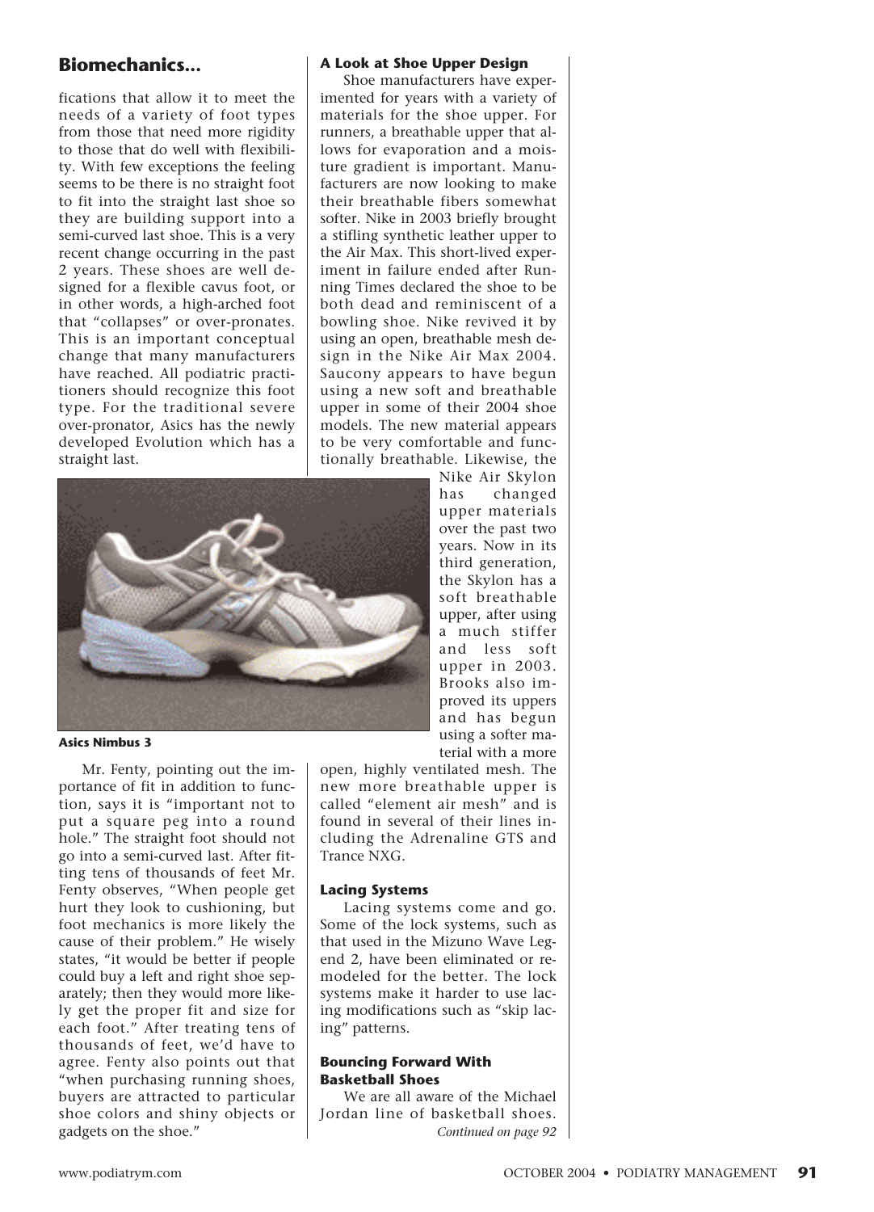## Biomechanics...

fications that allow it to meet the needs of a variety of foot types from those that need more rigidity to those that do well with flexibility. With few exceptions the feeling seems to be there is no straight foot to fit into the straight last shoe so they are building support into a semi-curved last shoe. This is a very recent change occurring in the past 2 years. These shoes are well designed for a flexible cavus foot, or in other words, a high-arched foot that "collapses" or over-pronates. This is an important conceptual change that many manufacturers have reached. All podiatric practitioners should recognize this foot type. For the traditional severe over-pronator, Asics has the newly developed Evolution which has a straight last.

**Asics Nimbus 3**

Mr. Fenty, pointing out the importance of fit in addition to function, says it is "important not to put a square peg into a round hole." The straight foot should not go into a semi-curved last. After fitting tens of thousands of feet Mr. Fenty observes, "When people get hurt they look to cushioning, but foot mechanics is more likely the cause of their problem." He wisely states, "it would be better if people could buy a left and right shoe separately; then they would more likely get the proper fit and size for each foot." After treating tens of thousands of feet, we'd have to agree. Fenty also points out that "when purchasing running shoes, buyers are attracted to particular shoe colors and shiny objects or gadgets on the shoe."

### A Look at Shoe Upper Design

Shoe manufacturers have experimented for years with a variety of materials for the shoe upper. For runners, a breathable upper that allows for evaporation and a moisture gradient is important. Manufacturers are now looking to make their breathable fibers somewhat softer. Nike in 2003 briefly brought a stifling synthetic leather upper to the Air Max. This short-lived experiment in failure ended after Running Times declared the shoe to be both dead and reminiscent of a bowling shoe. Nike revived it by using an open, breathable mesh design in the Nike Air Max 2004. Saucony appears to have begun using a new soft and breathable upper in some of their 2004 shoe models. The new material appears to be very comfortable and functionally breathable. Likewise, the Nike Air Skylon has changed upper materials over the past two years. Now in its third generation, the Skylon has a soft breathable upper, after using a much stiffer and less soft upper in 2003. Brooks also improved its uppers and has begun using a softer material with a more open, highly ventilated mesh. The new more breathable upper is called "element air mesh" and is found in several of their lines including the Adrenaline GTS and Trance NXG.

### Lacing Systems

Lacing systems come and go. Some of the lock systems, such as that used in the Mizuno Wave Legend 2, have been eliminated or remodeled for the better. The lock systems make it harder to use lacing modifications such as "skip lacing" patterns.

### Bouncing Forward With Basketball Shoes

We are all aware of the Michael Jordan line of basketball shoes.

*Continued on page 92*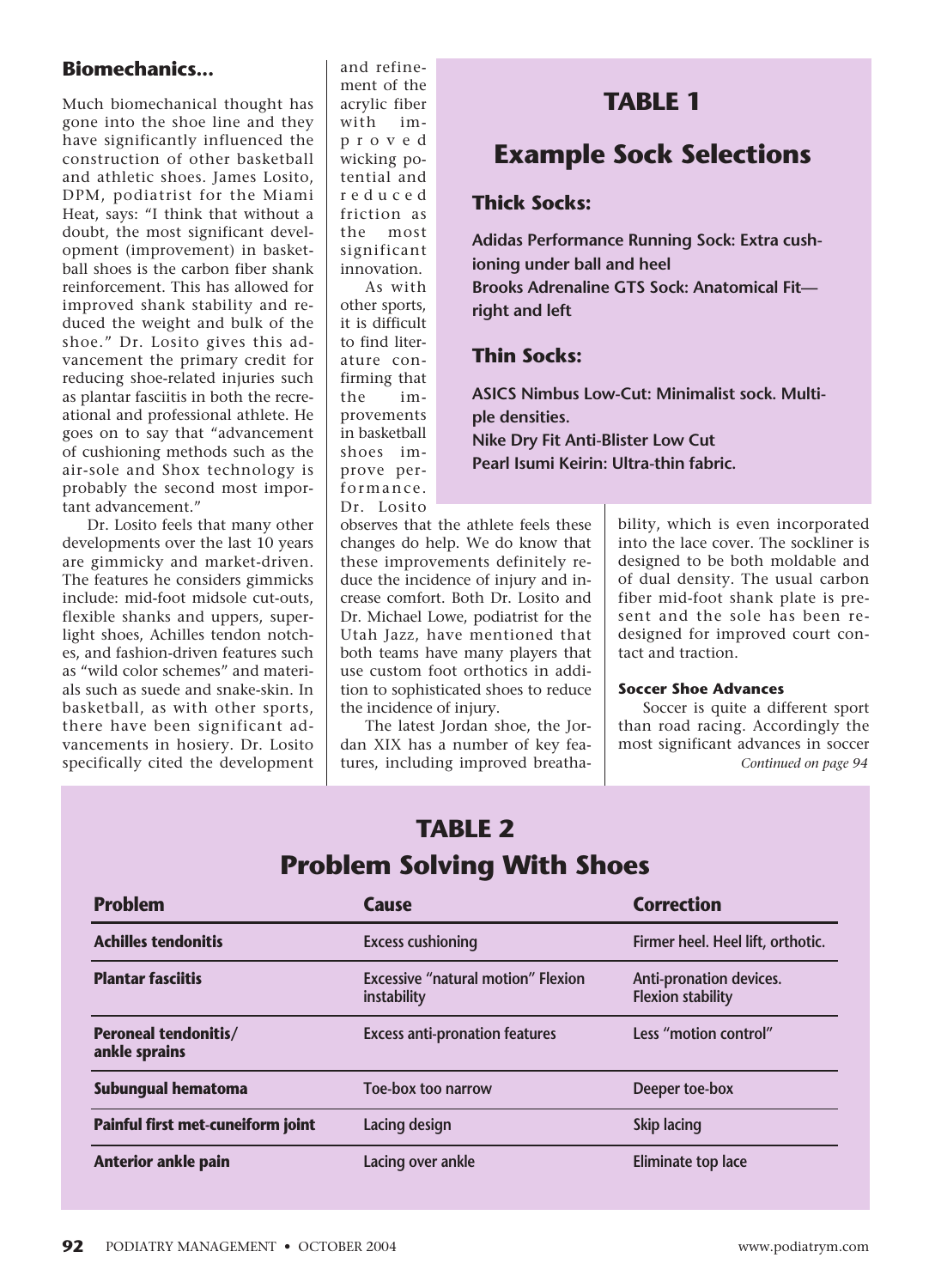## Biomechanics...

Much biomechanical thought has gone into the shoe line and they have significantly influenced the construction of other basketball and athletic shoes. James Losito, DPM, podiatrist for the Miami Heat, says: "I think that without a doubt, the most significant development (improvement) in basketball shoes is the carbon fiber shank reinforcement. This has allowed for improved shank stability and reduced the weight and bulk of the shoe." Dr. Losito gives this advancement the primary credit for reducing shoe-related injuries such as plantar fasciitis in both the recreational and professional athlete. He goes on to say that "advancement of cushioning methods such as the air-sole and Shox technology is probably the second most important advancement."

Dr. Losito feels that many other developments over the last 10 years are gimmicky and market-driven. The features he considers gimmicks include: mid-foot midsole cut-outs, flexible shanks and uppers, super-light shoes, Achilles tendon notches, and fashion-driven features such as "wild color schemes" and materials such as suede and snake-skin. In basketball, as with other sports, there have been significant advancements in hosiery. Dr. Losito specifically cited the development and refinement of the acrylic fiber with improved wicking potential and reduced friction as the most significant innovation.

As with other sports, it is difficult to find literature confirming that the improvements in basketball shoes improve performance. Dr. Losito observes that the athlete feels these changes do help. We do know that these improvements definitely reduce the incidence of injury and increase comfort. Both Dr. Losito and Dr. Michael Lowe, podiatrist for the Utah Jazz, have mentioned that both teams have many players that use custom foot orthotics in addition to sophisticated shoes to reduce the incidence of injury.

The latest Jordan shoe, the Jordan XIX has a number of key features, including improved breathability, which is even incorporated into the lace cover. The sockliner is designed to be both moldable and of dual density. The usual carbon fiber mid-foot shank plate is present and the sole has been redesigned for improved court contact and traction.

### Soccer Shoe Advances

Soccer is quite a different sport than road racing. Accordingly the most significant advances in soccer

*Continued on page 94*

## TABLE 1

## Example Sock Selections

### Thick Socks:

**Adidas Performance Running Sock: Extra cushioning under ball and heel**
**Brooks Adrenaline GTS Sock: Anatomical Fit—right and left**

### Thin Socks:

**ASICS Nimbus Low-Cut: Minimalist sock. Multiple densities.**
**Nike Dry Fit Anti-Blister Low Cut**
**Pearl Isumi Keirin: Ultra-thin fabric.**

## TABLE 2

## Problem Solving With Shoes

| Problem | Cause | Correction |
|---|---|---|
| Achilles tendonitis | Excess cushioning | Firmer heel. Heel lift, orthotic. |
| Plantar fasciitis | Excessive "natural motion" Flexion instability | Anti-pronation devices. Flexion stability |
| Peroneal tendonitis/ ankle sprains | Excess anti-pronation features | Less "motion control" |
| Subungual hematoma | Toe-box too narrow | Deeper toe-box |
| Painful first met-cuneiform joint | Lacing design | Skip lacing |
| Anterior ankle pain | Lacing over ankle | Eliminate top lace |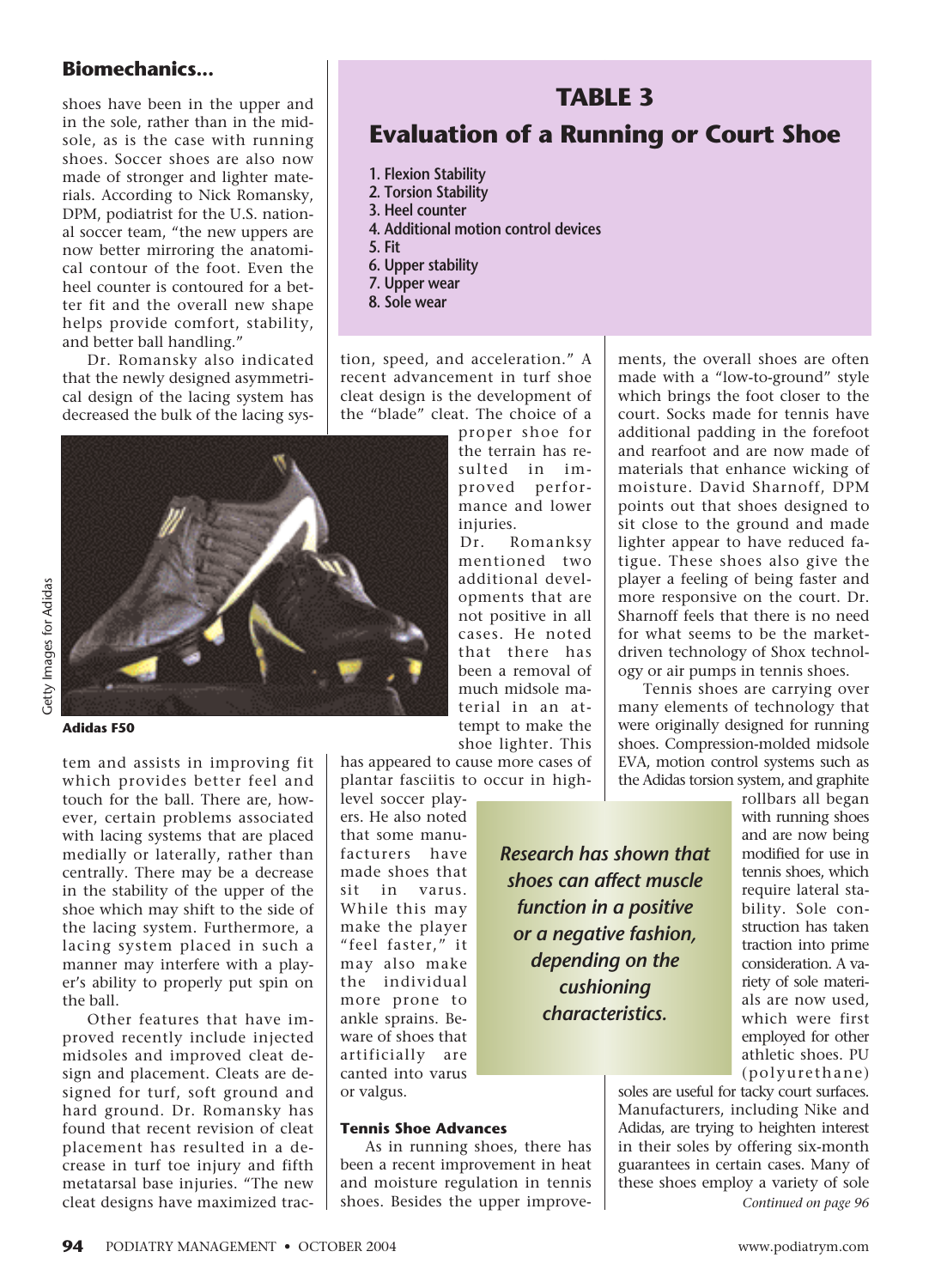shoes have been in the upper and in the sole, rather than in the midsole, as is the case with running shoes. Soccer shoes are also now made of stronger and lighter materials. According to Nick Romansky, DPM, podiatrist for the U.S. national soccer team, "the new uppers are now better mirroring the anatomical contour of the foot. Even the heel counter is contoured for a better fit and the overall new shape helps provide comfort, stability, and better ball handling."

Dr. Romansky also indicated that the newly designed asymmetrical design of the lacing system has decreased the bulk of the lacing system and assists in improving fit which provides better feel and touch for the ball. There are, however, certain problems associated with lacing systems that are placed medially or laterally, rather than centrally. There may be a decrease in the stability of the upper of the shoe which may shift to the side of the lacing system. Furthermore, a lacing system placed in such a manner may interfere with a player's ability to properly put spin on the ball.

Adidas F50

Other features that have improved recently include injected midsoles and improved cleat design and placement. Cleats are designed for turf, soft ground and hard ground. Dr. Romansky has found that recent revision of cleat placement has resulted in a decrease in turf toe injury and fifth metatarsal base injuries. "The new cleat designs have maximized traction, speed, and acceleration." A recent advancement in turf shoe cleat design is the development of the "blade" cleat. The choice of a proper shoe for the terrain has resulted in improved performance and lower injuries.

Dr. Romanksy mentioned two additional developments that are not positive in all cases. He noted that there has been a removal of much midsole material in an attempt to make the shoe lighter. This has appeared to cause more cases of plantar fasciitis to occur in high-level soccer players. He also noted that some manufacturers have made shoes that sit in varus. While this may make the player "feel faster," it may also make the individual more prone to ankle sprains. Beware of shoes that artificially are canted into varus or valgus.

## TABLE 3

### Evaluation of a Running or Court Shoe

1. Flexion Stability
2. Torsion Stability
3. Heel counter
4. Additional motion control devices
5. Fit
6. Upper stability
7. Upper wear
8. Sole wear

### Tennis Shoe Advances

As in running shoes, there has been a recent improvement in heat and moisture regulation in tennis shoes. Besides the upper improvements, the overall shoes are often made with a "low-to-ground" style which brings the foot closer to the court. Socks made for tennis have additional padding in the forefoot and rearfoot and are now made of materials that enhance wicking of moisture. David Sharnoff, DPM points out that shoes designed to sit close to the ground and made lighter appear to have reduced fatigue. These shoes also give the player a feeling of being faster and more responsive on the court. Dr. Sharnoff feels that there is no need for what seems to be the market-driven technology of Shox technology or air pumps in tennis shoes.

Tennis shoes are carrying over many elements of technology that were originally designed for running shoes. Compression-molded midsole EVA, motion control systems such as the Adidas torsion system, and graphite rollbars all began with running shoes and are now being modified for use in tennis shoes, which require lateral stability. Sole construction has taken traction into consideration. A variety of sole materials are now used, which were first employed for other athletic shoes. PU (polyurethane) soles are useful for tacky court surfaces. Manufacturers, including Nike and Adidas, are trying to heighten interest in their soles by offering six-month guarantees in certain cases. Many of these shoes employ a variety of sole

*Research has shown that shoes can affect muscle function in a positive or a negative fashion, depending on the cushioning characteristics.*

*Continued on page 96*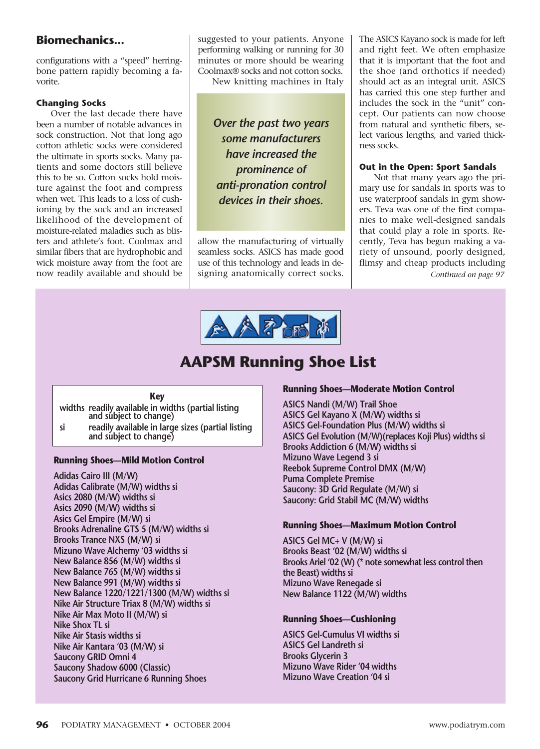## Biomechanics...

configurations with a "speed" herringbone pattern rapidly becoming a favorite.

### Changing Socks

Over the last decade there have been a number of notable advances in sock construction. Not that long ago cotton athletic socks were considered the ultimate in sports socks. Many patients and some doctors still believe this to be so. Cotton socks hold moisture against the foot and compress when wet. This leads to a loss of cushioning by the sock and an increased likelihood of the development of moisture-related maladies such as blisters and athlete's foot. Coolmax and similar fibers that are hydrophobic and wick moisture away from the foot are now readily available and should be suggested to your patients. Anyone performing walking or running for 30 minutes or more should be wearing Coolmax® socks and not cotton socks.

New knitting machines in Italy allow the manufacturing of virtually seamless socks. ASICS has made good use of this technology and leads in designing anatomically correct socks. The ASICS Kayano sock is made for left and right feet. We often emphasize that it is important that the foot and the shoe (and orthotics if needed) should act as an integral unit. ASICS has carried this one step further and includes the sock in the "unit" concept. Our patients can now choose from natural and synthetic fibers, select various lengths, and varied thickness socks.

*Over the past two years some manufacturers have increased the prominence of anti-pronation control devices in their shoes.*

### Out in the Open: Sport Sandals

Not that many years ago the primary use for sandals in sports was to use waterproof sandals in gym showers. Teva was one of the first companies to make well-designed sandals that could play a role in sports. Recently, Teva has begun making a variety of unsound, poorly designed, flimsy and cheap products including

*Continued on page 97*

## AAPSM Running Shoe List

**Key**

- widths — readily available in widths (partial listing and subject to change)
- si — readily available in large sizes (partial listing and subject to change)

### Running Shoes—Mild Motion Control

Adidas Cairo III (M/W)
Adidas Calibrate (M/W) widths si
Asics 2080 (M/W) widths si
Asics 2090 (M/W) widths si
Asics Gel Empire (M/W) si
Brooks Adrenaline GTS 5 (M/W) widths si
Brooks Trance NXS (M/W) si
Mizuno Wave Alchemy '03 widths si
New Balance 856 (M/W) widths si
New Balance 765 (M/W) widths si
New Balance 991 (M/W) widths si
New Balance 1220/1221/1300 (M/W) widths si
Nike Air Structure Triax 8 (M/W) widths si
Nike Air Max Moto II (M/W) si
Nike Shox TL si
Nike Air Stasis widths si
Nike Air Kantara '03 (M/W) si
Saucony GRID Omni 4
Saucony Shadow 6000 (Classic)
Saucony Grid Hurricane 6 Running Shoes

### Running Shoes—Moderate Motion Control

ASICS Nandi (M/W) Trail Shoe
ASICS Gel Kayano X (M/W) widths si
ASICS Gel-Foundation Plus (M/W) widths si
ASICS Gel Evolution (M/W)(replaces Koji Plus) widths si
Brooks Addiction 6 (M/W) widths si
Mizuno Wave Legend 3 si
Reebok Supreme Control DMX (M/W)
Puma Complete Premise
Saucony: 3D Grid Regulate (M/W) si
Saucony: Grid Stabil MC (M/W) widths

### Running Shoes—Maximum Motion Control

ASICS Gel MC+ V (M/W) si
Brooks Beast '02 (M/W) widths si
Brooks Ariel '02 (W) (* note somewhat less control then the Beast) widths si
Mizuno Wave Renegade si
New Balance 1122 (M/W) widths

### Running Shoes—Cushioning

ASICS Gel-Cumulus VI widths si
ASICS Gel Landreth si
Brooks Glycerin 3
Mizuno Wave Rider '04 widths
Mizuno Wave Creation '04 si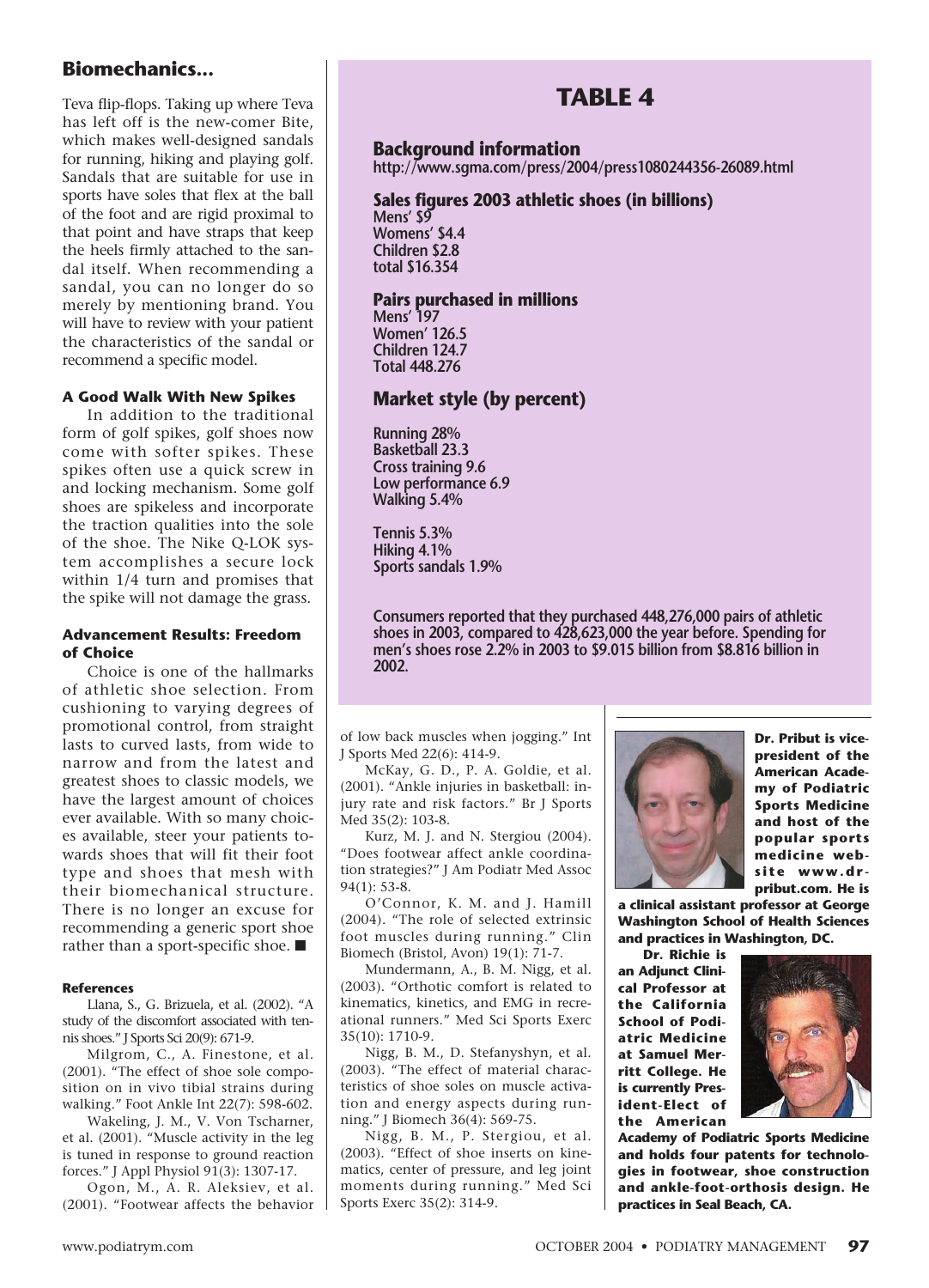## Biomechanics...

Teva flip-flops. Taking up where Teva has left off is the new-comer Bite, which makes well-designed sandals for running, hiking and playing golf. Sandals that are suitable for use in sports have soles that flex at the ball of the foot and are rigid proximal to that point and have straps that keep the heels firmly attached to the sandal itself. When recommending a sandal, you can no longer do so merely by mentioning brand. You will have to review with your patient the characteristics of the sandal or recommend a specific model.

### A Good Walk With New Spikes

In addition to the traditional form of golf spikes, golf shoes now come with softer spikes. These spikes often use a quick screw in and locking mechanism. Some golf shoes are spikeless and incorporate the traction qualities into the sole of the shoe. The Nike Q-LOK system accomplishes a secure lock within 1/4 turn and promises that the spike will not damage the grass.

### Advancement Results: Freedom of Choice

Choice is one of the hallmarks of athletic shoe selection. From cushioning to varying degrees of promotional control, from straight lasts to curved lasts, from wide to narrow and from the latest and greatest shoes to classic models, we have the largest amount of choices ever available. With so many choices available, steer your patients towards shoes that will fit their foot type and shoes that mesh with their biomechanical structure. There is no longer an excuse for recommending a generic sport shoe rather than a sport-specific shoe. ■

## TABLE 4

### Background information

**http://www.sgma.com/press/2004/press1080244356-26089.html**

### Sales figures 2003 athletic shoes (in billions)

**Mens' $9**
**Womens' $4.4**
**Children $2.8**
**total $16.354**

### Pairs purchased in millions

**Mens' 197**
**Women' 126.5**
**Children 124.7**
**Total 448.276**

### Market style (by percent)

**Running 28%**
**Basketball 23.3**
**Cross training 9.6**
**Low performance 6.9**
**Walking 5.4%**

**Tennis 5.3%**
**Hiking 4.1%**
**Sports sandals 1.9%**

**Consumers reported that they purchased 448,276,000 pairs of athletic shoes in 2003, compared to 428,623,000 the year before. Spending for men's shoes rose 2.2% in 2003 to $9.015 billion from $8.816 billion in 2002.**

#### References

Llana, S., G. Brizuela, et al. (2002). "A study of the discomfort associated with tennis shoes." J Sports Sci 20(9): 671-9.

Milgrom, C., A. Finestone, et al. (2001). "The effect of shoe sole composition on in vivo tibial strains during walking." Foot Ankle Int 22(7): 598-602.

Wakeling, J. M., V. Von Tscharner, et al. (2001). "Muscle activity in the leg is tuned in response to ground reaction forces." J Appl Physiol 91(3): 1307-17.

Ogon, M., A. R. Aleksiev, et al. (2001). "Footwear affects the behavior of low back muscles when jogging." Int J Sports Med 22(6): 414-9.

McKay, G. D., P. A. Goldie, et al. (2001). "Ankle injuries in basketball: injury rate and risk factors." Br J Sports Med 35(2): 103-8.

Kurz, M. J. and N. Stergiou (2004). "Does footwear affect ankle coordination strategies?" J Am Podiatr Med Assoc 94(1): 53-8.

O'Connor, K. M. and J. Hamill (2004). "The role of selected extrinsic foot muscles during running." Clin Biomech (Bristol, Avon) 19(1): 71-7.

Mundermann, A., B. M. Nigg, et al. (2003). "Orthotic comfort is related to kinematics, kinetics, and EMG in recreational runners." Med Sci Sports Exerc 35(10): 1710-9.

Nigg, B. M., D. Stefanyshyn, et al. (2003). "The effect of material characteristics of shoe soles on muscle activation and energy aspects during running." J Biomech 36(4): 569-75.

Nigg, B. M., P. Stergiou, et al. (2003). "Effect of shoe inserts on kinematics, center of pressure, and leg joint moments during running." Med Sci Sports Exerc 35(2): 314-9.

**Dr. Pribut is vice-president of the American Academy of Podiatric Sports Medicine and host of the popular sports medicine web-site www.drpribut.com. He is a clinical assistant professor at George Washington School of Health Sciences and practices in Washington, DC.**

**Dr. Richie is an Adjunct Clinical Professor at the California School of Podiatric Medicine at Samuel Merritt College. He is currently President-Elect of the American Academy of Podiatric Sports Medicine and holds four patents for technologies in footwear, shoe construction and ankle-foot-orthosis design. He practices in Seal Beach, CA.**